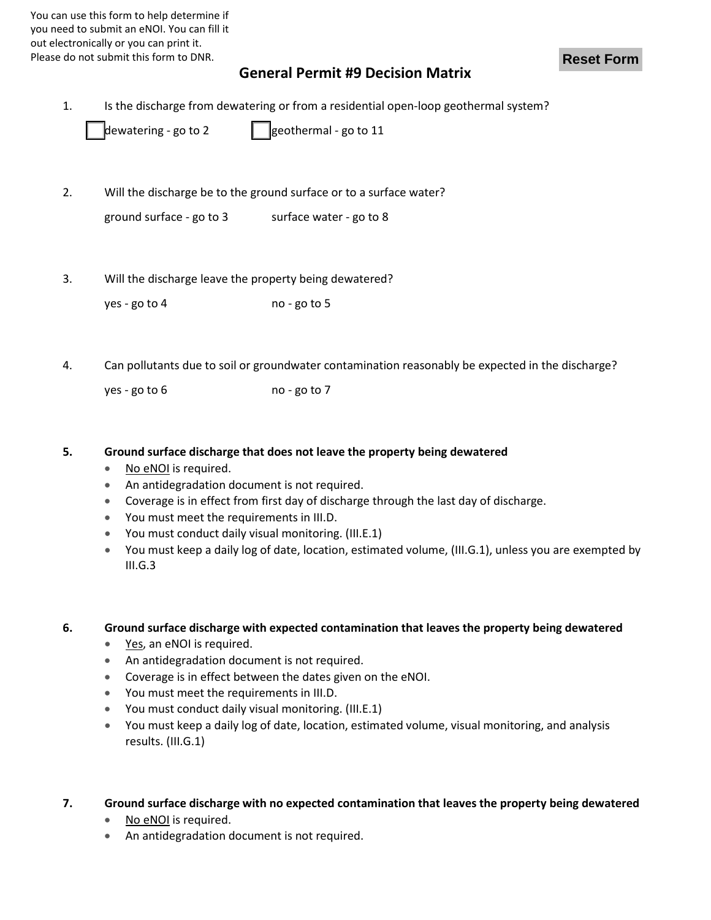You can use this form to help determine if you need to submit an eNOI. You can fill it out electronically or you can print it. Please do not submit this form to DNR.

Reset Form

# General Permit #9 Decision Matrix

1. Is the discharge from dewatering or from a residential open-loop geothermal system?

   ☐ dewatering - go to 2 ☐ geothermal - go to 11

2. Will the discharge be to the ground surface or to a surface water?

   ground surface - go to 3 surface water - go to 8

3. Will the discharge leave the property being dewatered?

   yes - go to 4 no - go to 5

4. Can pollutants due to soil or groundwater contamination reasonably be expected in the discharge?

   yes - go to 6 no - go to 7

5. **Ground surface discharge that does not leave the property being dewatered**
   - No eNOI is required.
   - An antidegradation document is not required.
   - Coverage is in effect from first day of discharge through the last day of discharge.
   - You must meet the requirements in III.D.
   - You must conduct daily visual monitoring. (III.E.1)
   - You must keep a daily log of date, location, estimated volume, (III.G.1), unless you are exempted by III.G.3

6. **Ground surface discharge with expected contamination that leaves the property being dewatered**
   - Yes, an eNOI is required.
   - An antidegradation document is not required.
   - Coverage is in effect between the dates given on the eNOI.
   - You must meet the requirements in III.D.
   - You must conduct daily visual monitoring. (III.E.1)
   - You must keep a daily log of date, location, estimated volume, visual monitoring, and analysis results. (III.G.1)

7. **Ground surface discharge with no expected contamination that leaves the property being dewatered**
   - No eNOI is required.
   - An antidegradation document is not required.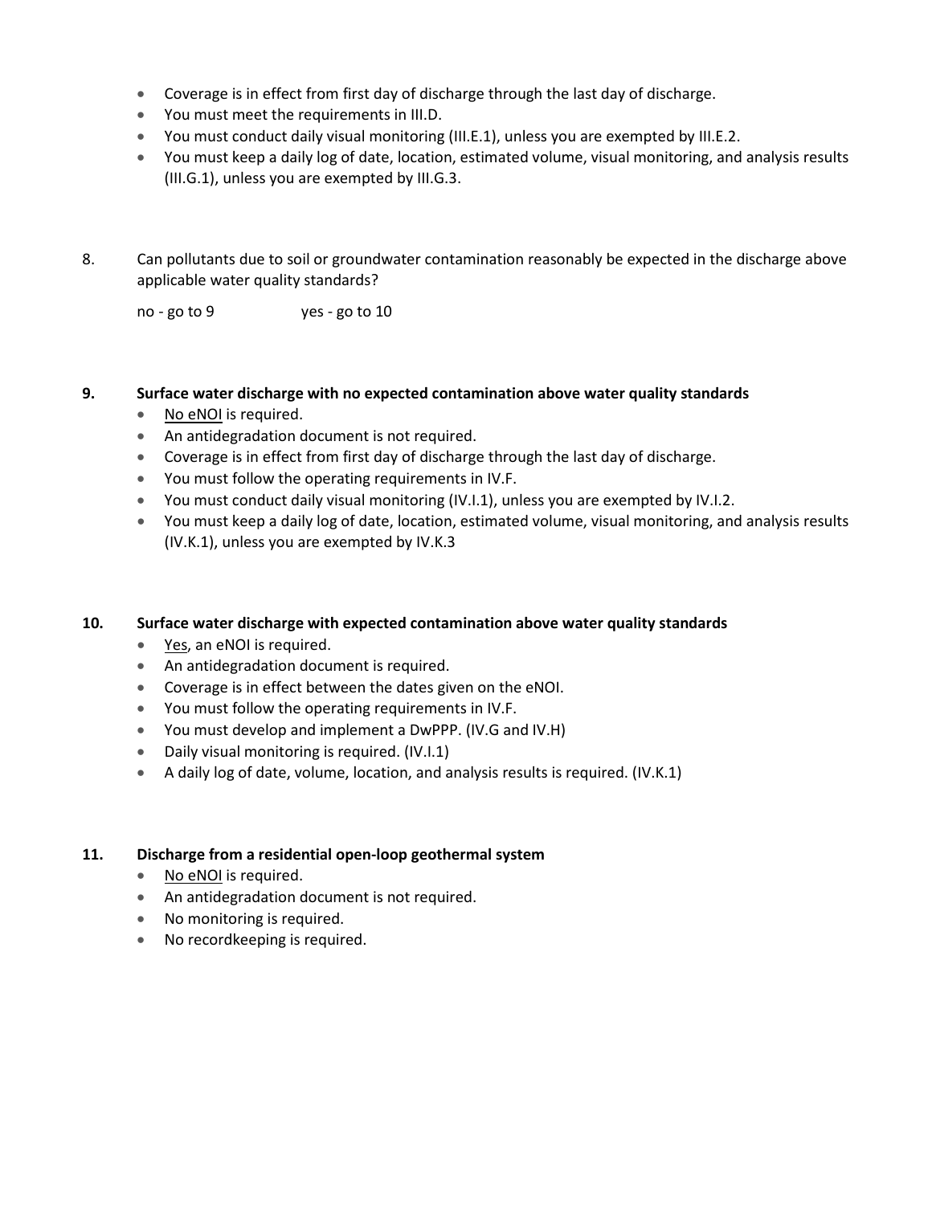- Coverage is in effect from first day of discharge through the last day of discharge.
- You must meet the requirements in III.D.
- You must conduct daily visual monitoring (III.E.1), unless you are exempted by III.E.2.
- You must keep a daily log of date, location, estimated volume, visual monitoring, and analysis results (III.G.1), unless you are exempted by III.G.3.

8. Can pollutants due to soil or groundwater contamination reasonably be expected in the discharge above applicable water quality standards?

   no - go to 9 yes - go to 10

**9. Surface water discharge with no expected contamination above water quality standards**

- No eNOI is required.
- An antidegradation document is not required.
- Coverage is in effect from first day of discharge through the last day of discharge.
- You must follow the operating requirements in IV.F.
- You must conduct daily visual monitoring (IV.I.1), unless you are exempted by IV.I.2.
- You must keep a daily log of date, location, estimated volume, visual monitoring, and analysis results (IV.K.1), unless you are exempted by IV.K.3

**10. Surface water discharge with expected contamination above water quality standards**

- Yes, an eNOI is required.
- An antidegradation document is required.
- Coverage is in effect between the dates given on the eNOI.
- You must follow the operating requirements in IV.F.
- You must develop and implement a DwPPP. (IV.G and IV.H)
- Daily visual monitoring is required. (IV.I.1)
- A daily log of date, volume, location, and analysis results is required. (IV.K.1)

**11. Discharge from a residential open-loop geothermal system**

- No eNOI is required.
- An antidegradation document is not required.
- No monitoring is required.
- No recordkeeping is required.